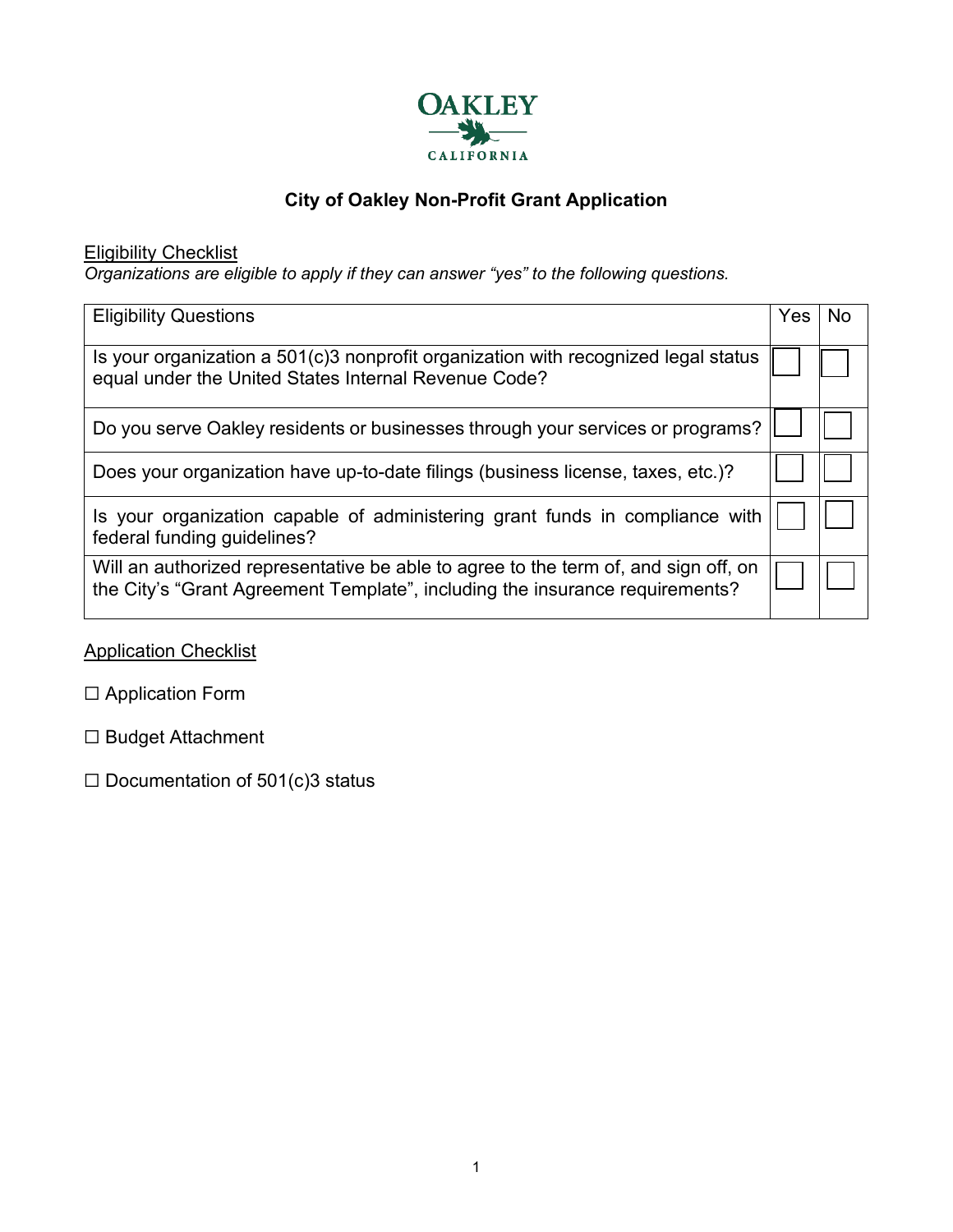OAKLEY

CALIFORNIA

# City of Oakley Non-Profit Grant Application

Eligibility Checklist

*Organizations are eligible to apply if they can answer "yes" to the following questions.*

| Eligibility Questions | Yes | No |
|---|---|---|
| Is your organization a 501(c)3 nonprofit organization with recognized legal status equal under the United States Internal Revenue Code? | ☐ | ☐ |
| Do you serve Oakley residents or businesses through your services or programs? | ☐ | ☐ |
| Does your organization have up-to-date filings (business license, taxes, etc.)? | ☐ | ☐ |
| Is your organization capable of administering grant funds in compliance with federal funding guidelines? | ☐ | ☐ |
| Will an authorized representative be able to agree to the term of, and sign off, on the City's "Grant Agreement Template", including the insurance requirements? | ☐ | ☐ |

Application Checklist

☐ Application Form

☐ Budget Attachment

☐ Documentation of 501(c)3 status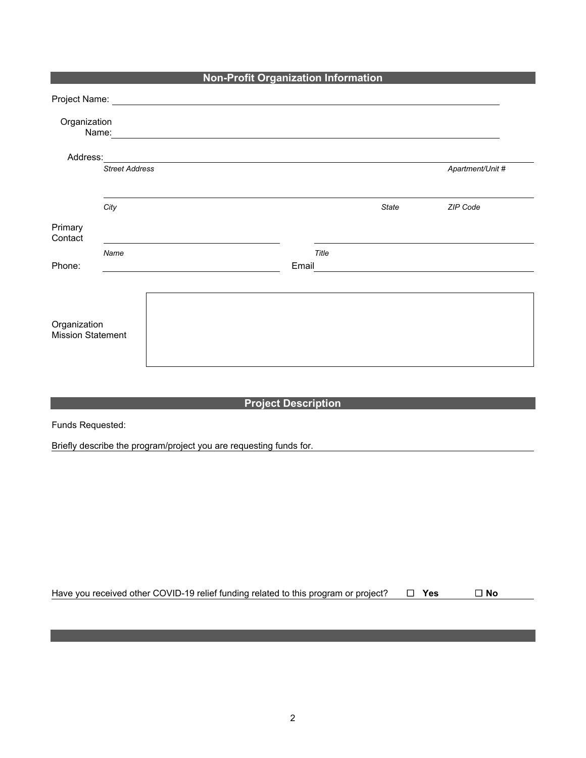## Non-Profit Organization Information

Project Name: \_\_\_\_\_\_\_\_\_\_\_\_\_\_\_\_\_\_\_\_\_\_\_\_\_\_\_\_\_\_\_\_\_\_\_\_\_\_\_\_

Organization Name: \_\_\_\_\_\_\_\_\_\_\_\_\_\_\_\_\_\_\_\_\_\_\_\_\_\_\_\_\_\_\_\_\_\_\_\_\_\_\_\_

Address: \_\_\_\_\_\_\_\_\_\_\_\_\_\_\_\_\_\_\_\_\_\_\_\_\_\_\_\_\_\_\_\_\_\_\_\_\_\_\_\_

*Street Address* *Apartment/Unit #*

\_\_\_\_\_\_\_\_\_\_\_\_\_\_\_\_\_\_\_\_\_\_\_\_\_\_\_\_\_\_\_\_\_\_\_\_\_\_\_\_

*City* *State* *ZIP Code*

Primary Contact \_\_\_\_\_\_\_\_\_\_\_\_\_\_\_\_\_\_\_\_ \_\_\_\_\_\_\_\_\_\_\_\_\_\_\_\_\_\_\_\_

*Name* *Title*

Phone: \_\_\_\_\_\_\_\_\_\_\_\_\_\_\_\_\_\_\_\_ Email \_\_\_\_\_\_\_\_\_\_\_\_\_\_\_\_\_\_\_\_

Organization Mission Statement

## Project Description

Funds Requested:

Briefly describe the program/project you are requesting funds for.

Have you received other COVID-19 relief funding related to this program or project? ☐ **Yes** ☐ **No**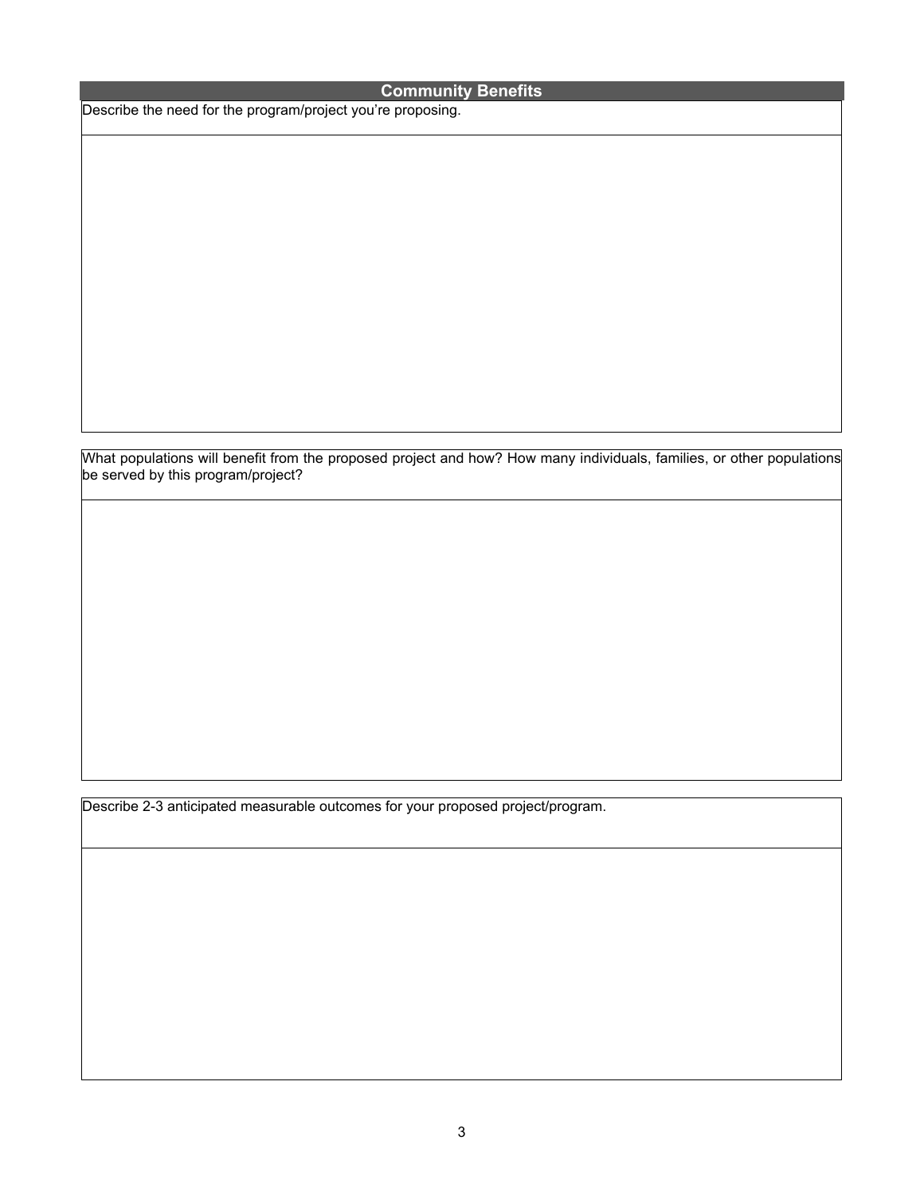## Community Benefits

Describe the need for the program/project you're proposing.

What populations will benefit from the proposed project and how? How many individuals, families, or other populations be served by this program/project?

Describe 2-3 anticipated measurable outcomes for your proposed project/program.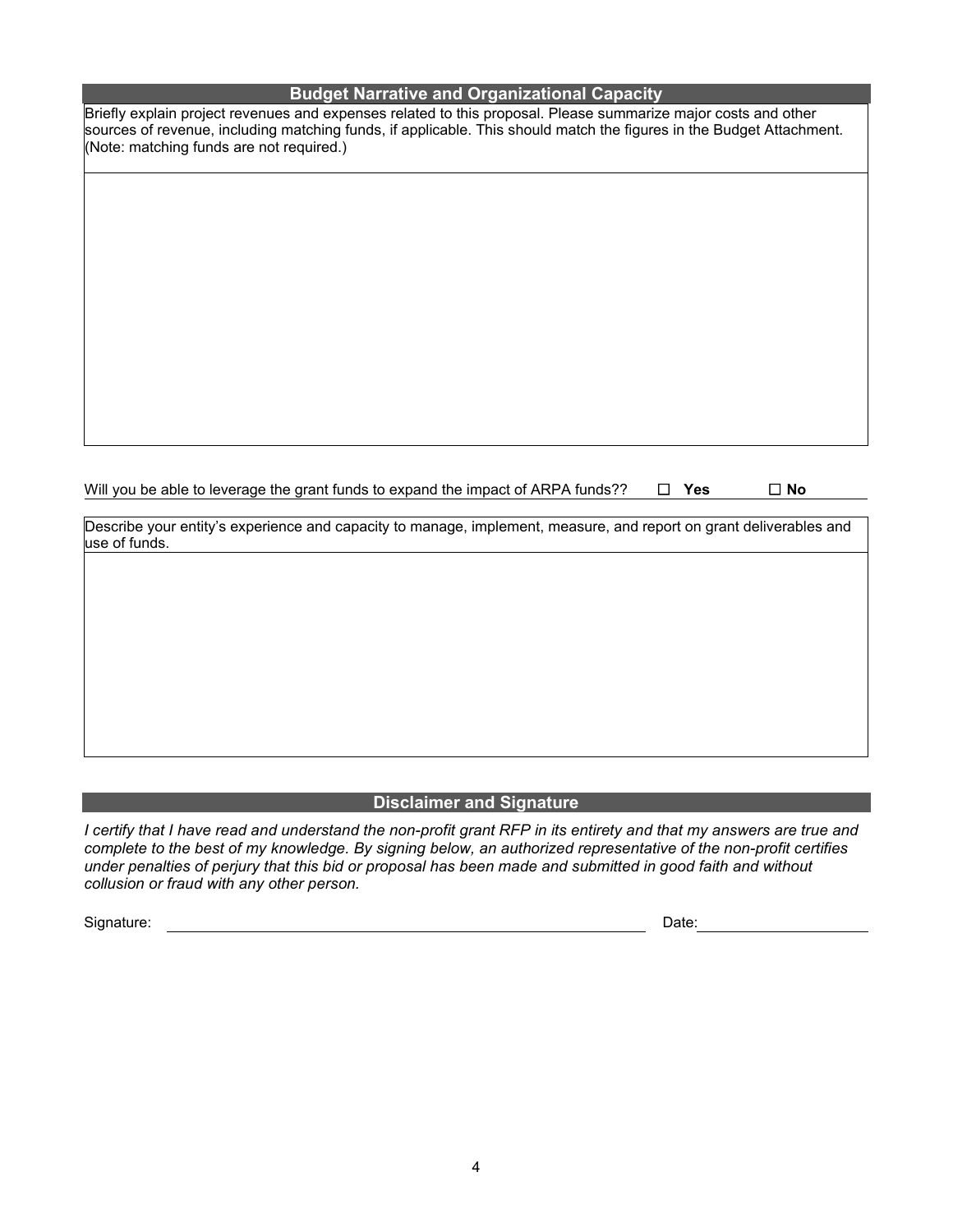## Budget Narrative and Organizational Capacity

Briefly explain project revenues and expenses related to this proposal. Please summarize major costs and other sources of revenue, including matching funds, if applicable. This should match the figures in the Budget Attachment. (Note: matching funds are not required.)

Will you be able to leverage the grant funds to expand the impact of ARPA funds?? ☐ **Yes** ☐ **No**

Describe your entity's experience and capacity to manage, implement, measure, and report on grant deliverables and use of funds.

## Disclaimer and Signature

*I certify that I have read and understand the non-profit grant RFP in its entirety and that my answers are true and complete to the best of my knowledge. By signing below, an authorized representative of the non-profit certifies under penalties of perjury that this bid or proposal has been made and submitted in good faith and without collusion or fraud with any other person.*

Signature: ______________________________ Date: ______________